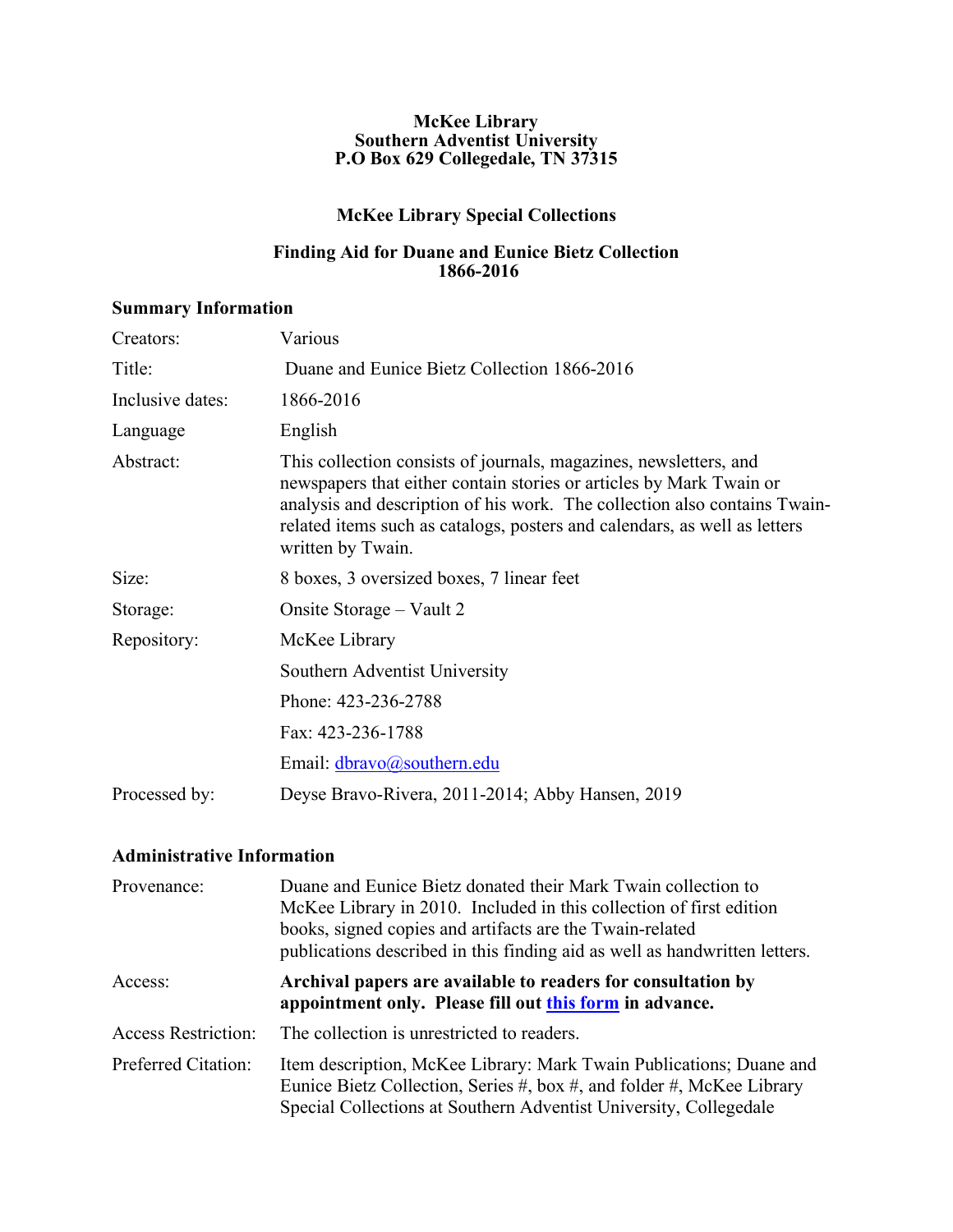**McKee Library**
**Southern Adventist University**
**P.O Box 629 Collegedale, TN 37315**

## McKee Library Special Collections

## Finding Aid for Duane and Eunice Bietz Collection 1866-2016

### Summary Information

| | |
|---|---|
| Creators: | Various |
| Title: | Duane and Eunice Bietz Collection 1866-2016 |
| Inclusive dates: | 1866-2016 |
| Language | English |
| Abstract: | This collection consists of journals, magazines, newsletters, and newspapers that either contain stories or articles by Mark Twain or analysis and description of his work. The collection also contains Twain-related items such as catalogs, posters and calendars, as well as letters written by Twain. |
| Size: | 8 boxes, 3 oversized boxes, 7 linear feet |
| Storage: | Onsite Storage – Vault 2 |
| Repository: | McKee Library |
| | Southern Adventist University |
| | Phone: 423-236-2788 |
| | Fax: 423-236-1788 |
| | Email: dbravo@southern.edu |
| Processed by: | Deyse Bravo-Rivera, 2011-2014; Abby Hansen, 2019 |

### Administrative Information

| | |
|---|---|
| Provenance: | Duane and Eunice Bietz donated their Mark Twain collection to McKee Library in 2010. Included in this collection of first edition books, signed copies and artifacts are the Twain-related publications described in this finding aid as well as handwritten letters. |
| Access: | **Archival papers are available to readers for consultation by appointment only. Please fill out this form in advance.** |
| Access Restriction: | The collection is unrestricted to readers. |
| Preferred Citation: | Item description, McKee Library: Mark Twain Publications; Duane and Eunice Bietz Collection, Series #, box #, and folder #, McKee Library Special Collections at Southern Adventist University, Collegedale |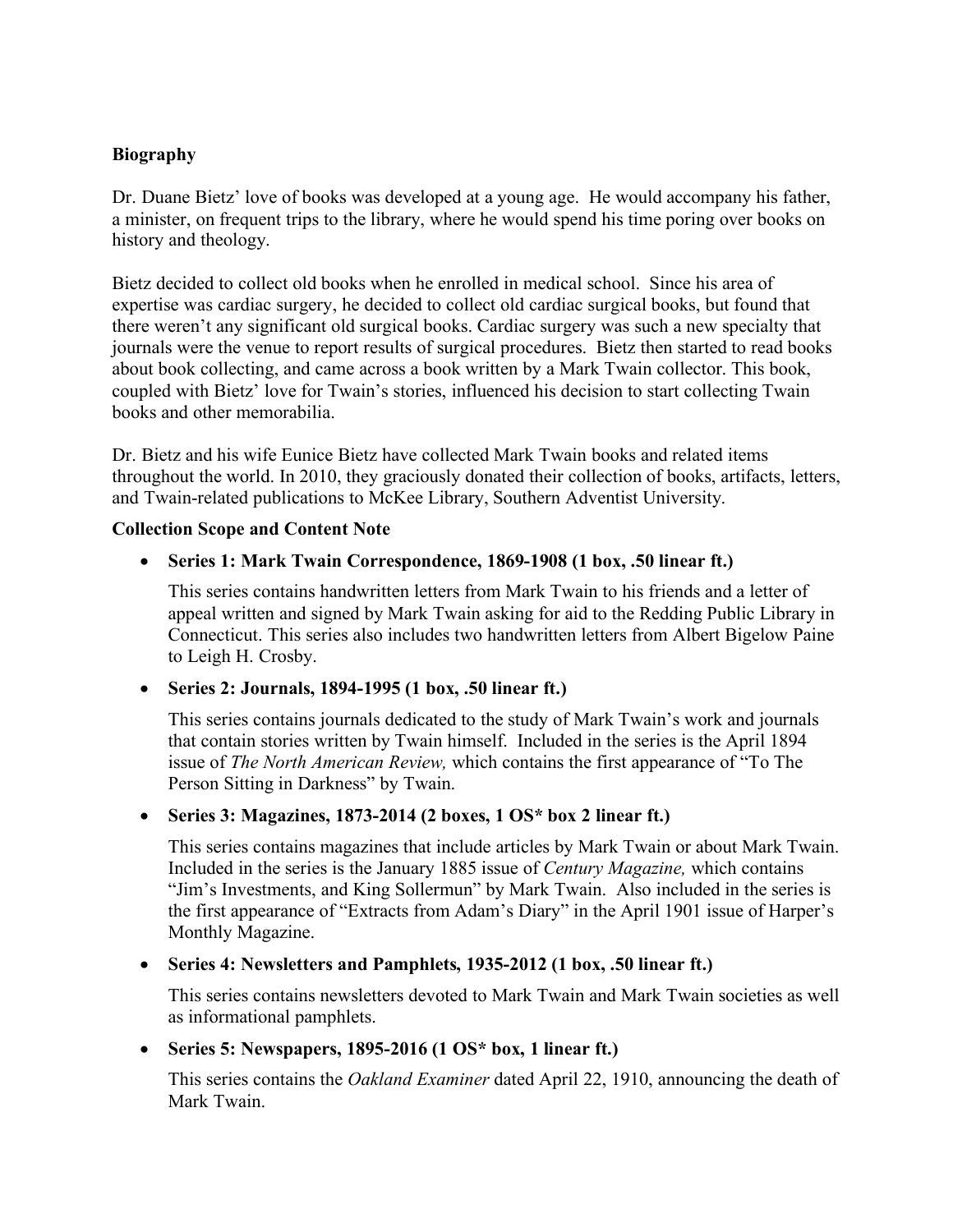**Biography**

Dr. Duane Bietz' love of books was developed at a young age. He would accompany his father, a minister, on frequent trips to the library, where he would spend his time poring over books on history and theology.

Bietz decided to collect old books when he enrolled in medical school. Since his area of expertise was cardiac surgery, he decided to collect old cardiac surgical books, but found that there weren't any significant old surgical books. Cardiac surgery was such a new specialty that journals were the venue to report results of surgical procedures. Bietz then started to read books about book collecting, and came across a book written by a Mark Twain collector. This book, coupled with Bietz' love for Twain's stories, influenced his decision to start collecting Twain books and other memorabilia.

Dr. Bietz and his wife Eunice Bietz have collected Mark Twain books and related items throughout the world. In 2010, they graciously donated their collection of books, artifacts, letters, and Twain-related publications to McKee Library, Southern Adventist University.

**Collection Scope and Content Note**

- **Series 1: Mark Twain Correspondence, 1869-1908 (1 box, .50 linear ft.)**

  This series contains handwritten letters from Mark Twain to his friends and a letter of appeal written and signed by Mark Twain asking for aid to the Redding Public Library in Connecticut. This series also includes two handwritten letters from Albert Bigelow Paine to Leigh H. Crosby.

- **Series 2: Journals, 1894-1995 (1 box, .50 linear ft.)**

  This series contains journals dedicated to the study of Mark Twain's work and journals that contain stories written by Twain himself. Included in the series is the April 1894 issue of *The North American Review,* which contains the first appearance of "To The Person Sitting in Darkness" by Twain.

- **Series 3: Magazines, 1873-2014 (2 boxes, 1 OS* box 2 linear ft.)**

  This series contains magazines that include articles by Mark Twain or about Mark Twain. Included in the series is the January 1885 issue of *Century Magazine,* which contains "Jim's Investments, and King Sollermun" by Mark Twain. Also included in the series is the first appearance of "Extracts from Adam's Diary" in the April 1901 issue of Harper's Monthly Magazine.

- **Series 4: Newsletters and Pamphlets, 1935-2012 (1 box, .50 linear ft.)**

  This series contains newsletters devoted to Mark Twain and Mark Twain societies as well as informational pamphlets.

- **Series 5: Newspapers, 1895-2016 (1 OS* box, 1 linear ft.)**

  This series contains the *Oakland Examiner* dated April 22, 1910, announcing the death of Mark Twain.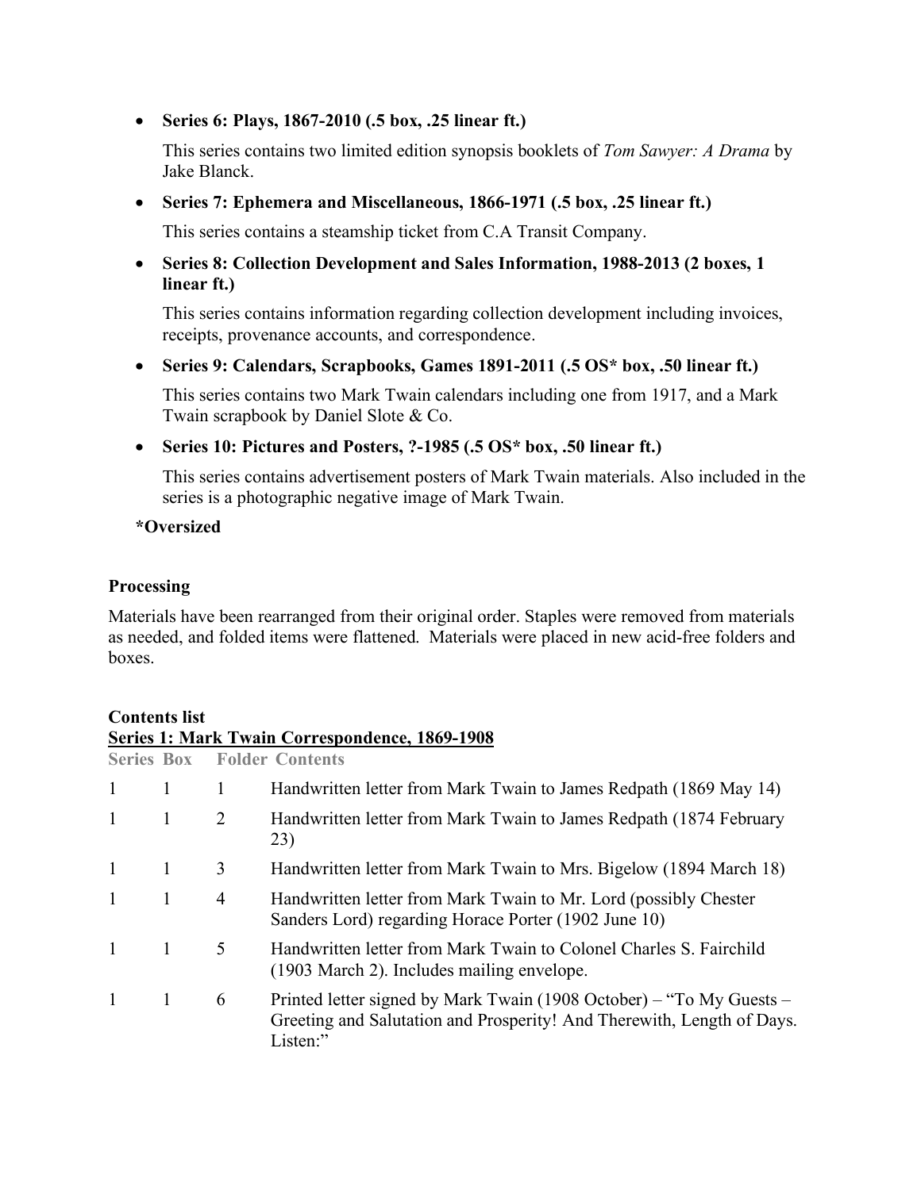- **Series 6: Plays, 1867-2010 (.5 box, .25 linear ft.)**

  This series contains two limited edition synopsis booklets of *Tom Sawyer: A Drama* by Jake Blanck.

- **Series 7: Ephemera and Miscellaneous, 1866-1971 (.5 box, .25 linear ft.)**

  This series contains a steamship ticket from C.A Transit Company.

- **Series 8: Collection Development and Sales Information, 1988-2013 (2 boxes, 1 linear ft.)**

  This series contains information regarding collection development including invoices, receipts, provenance accounts, and correspondence.

- **Series 9: Calendars, Scrapbooks, Games 1891-2011 (.5 OS* box, .50 linear ft.)**

  This series contains two Mark Twain calendars including one from 1917, and a Mark Twain scrapbook by Daniel Slote & Co.

- **Series 10: Pictures and Posters, ?-1985 (.5 OS* box, .50 linear ft.)**

  This series contains advertisement posters of Mark Twain materials. Also included in the series is a photographic negative image of Mark Twain.

**\*Oversized**

### Processing

Materials have been rearranged from their original order. Staples were removed from materials as needed, and folded items were flattened. Materials were placed in new acid-free folders and boxes.

### Contents list

**Series 1: Mark Twain Correspondence, 1869-1908**

| Series | Box | Folder | Contents |
|---|---|---|---|
| 1 | 1 | 1 | Handwritten letter from Mark Twain to James Redpath (1869 May 14) |
| 1 | 1 | 2 | Handwritten letter from Mark Twain to James Redpath (1874 February 23) |
| 1 | 1 | 3 | Handwritten letter from Mark Twain to Mrs. Bigelow (1894 March 18) |
| 1 | 1 | 4 | Handwritten letter from Mark Twain to Mr. Lord (possibly Chester Sanders Lord) regarding Horace Porter (1902 June 10) |
| 1 | 1 | 5 | Handwritten letter from Mark Twain to Colonel Charles S. Fairchild (1903 March 2). Includes mailing envelope. |
| 1 | 1 | 6 | Printed letter signed by Mark Twain (1908 October) – "To My Guests – Greeting and Salutation and Prosperity! And Therewith, Length of Days. Listen:" |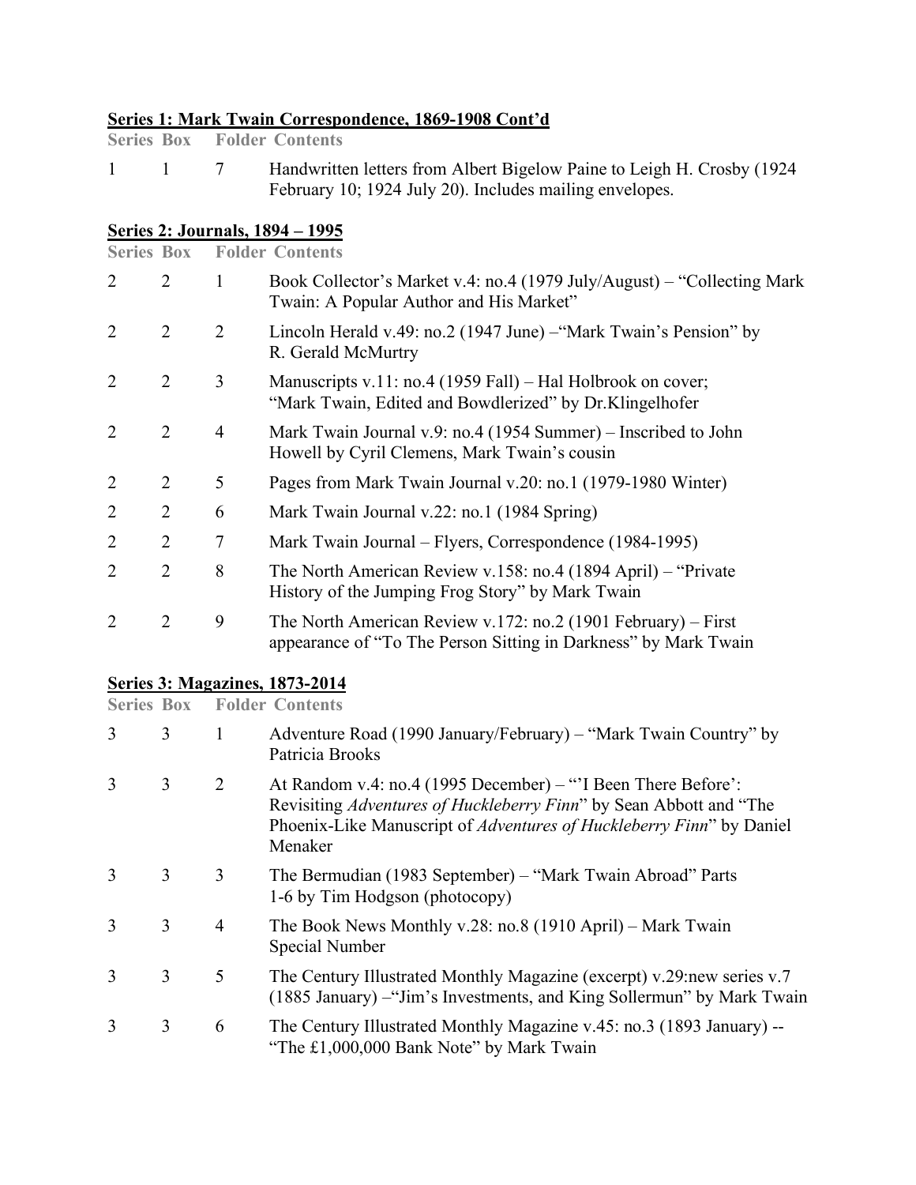## Series 1: Mark Twain Correspondence, 1869-1908 Cont'd

| Series | Box | Folder | Contents |
|---|---|---|---|
| 1 | 1 | 7 | Handwritten letters from Albert Bigelow Paine to Leigh H. Crosby (1924 February 10; 1924 July 20). Includes mailing envelopes. |

## Series 2: Journals, 1894 – 1995

| Series | Box | Folder | Contents |
|---|---|---|---|
| 2 | 2 | 1 | Book Collector's Market v.4: no.4 (1979 July/August) – "Collecting Mark Twain: A Popular Author and His Market" |
| 2 | 2 | 2 | Lincoln Herald v.49: no.2 (1947 June) –"Mark Twain's Pension" by R. Gerald McMurtry |
| 2 | 2 | 3 | Manuscripts v.11: no.4 (1959 Fall) – Hal Holbrook on cover; "Mark Twain, Edited and Bowdlerized" by Dr.Klingelhofer |
| 2 | 2 | 4 | Mark Twain Journal v.9: no.4 (1954 Summer) – Inscribed to John Howell by Cyril Clemens, Mark Twain's cousin |
| 2 | 2 | 5 | Pages from Mark Twain Journal v.20: no.1 (1979-1980 Winter) |
| 2 | 2 | 6 | Mark Twain Journal v.22: no.1 (1984 Spring) |
| 2 | 2 | 7 | Mark Twain Journal – Flyers, Correspondence (1984-1995) |
| 2 | 2 | 8 | The North American Review v.158: no.4 (1894 April) – "Private History of the Jumping Frog Story" by Mark Twain |
| 2 | 2 | 9 | The North American Review v.172: no.2 (1901 February) – First appearance of "To The Person Sitting in Darkness" by Mark Twain |

## Series 3: Magazines, 1873-2014

| Series | Box | Folder | Contents |
|---|---|---|---|
| 3 | 3 | 1 | Adventure Road (1990 January/February) – "Mark Twain Country" by Patricia Brooks |
| 3 | 3 | 2 | At Random v.4: no.4 (1995 December) – "'I Been There Before': Revisiting *Adventures of Huckleberry Finn*" by Sean Abbott and "The Phoenix-Like Manuscript of *Adventures of Huckleberry Finn*" by Daniel Menaker |
| 3 | 3 | 3 | The Bermudian (1983 September) – "Mark Twain Abroad" Parts 1-6 by Tim Hodgson (photocopy) |
| 3 | 3 | 4 | The Book News Monthly v.28: no.8 (1910 April) – Mark Twain Special Number |
| 3 | 3 | 5 | The Century Illustrated Monthly Magazine (excerpt) v.29:new series v.7 (1885 January) –"Jim's Investments, and King Sollermun" by Mark Twain |
| 3 | 3 | 6 | The Century Illustrated Monthly Magazine v.45: no.3 (1893 January) -- "The £1,000,000 Bank Note" by Mark Twain |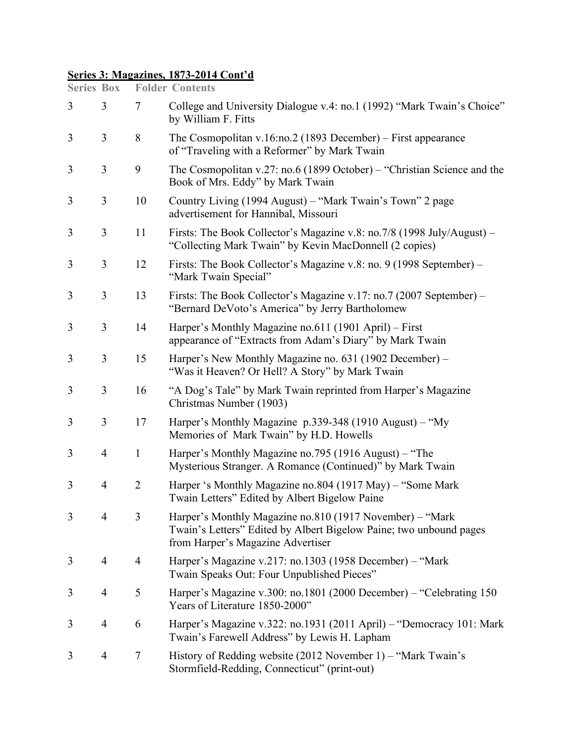**Series 3: Magazines, 1873-2014 Cont'd**

| Series | Box | Folder | Contents |
|---|---|---|---|
| 3 | 3 | 7 | College and University Dialogue v.4: no.1 (1992) "Mark Twain's Choice" by William F. Fitts |
| 3 | 3 | 8 | The Cosmopolitan v.16:no.2 (1893 December) – First appearance of "Traveling with a Reformer" by Mark Twain |
| 3 | 3 | 9 | The Cosmopolitan v.27: no.6 (1899 October) – "Christian Science and the Book of Mrs. Eddy" by Mark Twain |
| 3 | 3 | 10 | Country Living (1994 August) – "Mark Twain's Town" 2 page advertisement for Hannibal, Missouri |
| 3 | 3 | 11 | Firsts: The Book Collector's Magazine v.8: no.7/8 (1998 July/August) – "Collecting Mark Twain" by Kevin MacDonnell (2 copies) |
| 3 | 3 | 12 | Firsts: The Book Collector's Magazine v.8: no. 9 (1998 September) – "Mark Twain Special" |
| 3 | 3 | 13 | Firsts: The Book Collector's Magazine v.17: no.7 (2007 September) – "Bernard DeVoto's America" by Jerry Bartholomew |
| 3 | 3 | 14 | Harper's Monthly Magazine no.611 (1901 April) – First appearance of "Extracts from Adam's Diary" by Mark Twain |
| 3 | 3 | 15 | Harper's New Monthly Magazine no. 631 (1902 December) – "Was it Heaven? Or Hell? A Story" by Mark Twain |
| 3 | 3 | 16 | "A Dog's Tale" by Mark Twain reprinted from Harper's Magazine Christmas Number (1903) |
| 3 | 3 | 17 | Harper's Monthly Magazine p.339-348 (1910 August) – "My Memories of Mark Twain" by H.D. Howells |
| 3 | 4 | 1 | Harper's Monthly Magazine no.795 (1916 August) – "The Mysterious Stranger. A Romance (Continued)" by Mark Twain |
| 3 | 4 | 2 | Harper 's Monthly Magazine no.804 (1917 May) – "Some Mark Twain Letters" Edited by Albert Bigelow Paine |
| 3 | 4 | 3 | Harper's Monthly Magazine no.810 (1917 November) – "Mark Twain's Letters" Edited by Albert Bigelow Paine; two unbound pages from Harper's Magazine Advertiser |
| 3 | 4 | 4 | Harper's Magazine v.217: no.1303 (1958 December) – "Mark Twain Speaks Out: Four Unpublished Pieces" |
| 3 | 4 | 5 | Harper's Magazine v.300: no.1801 (2000 December) – "Celebrating 150 Years of Literature 1850-2000" |
| 3 | 4 | 6 | Harper's Magazine v.322: no.1931 (2011 April) – "Democracy 101: Mark Twain's Farewell Address" by Lewis H. Lapham |
| 3 | 4 | 7 | History of Redding website (2012 November 1) – "Mark Twain's Stormfield-Redding, Connecticut" (print-out) |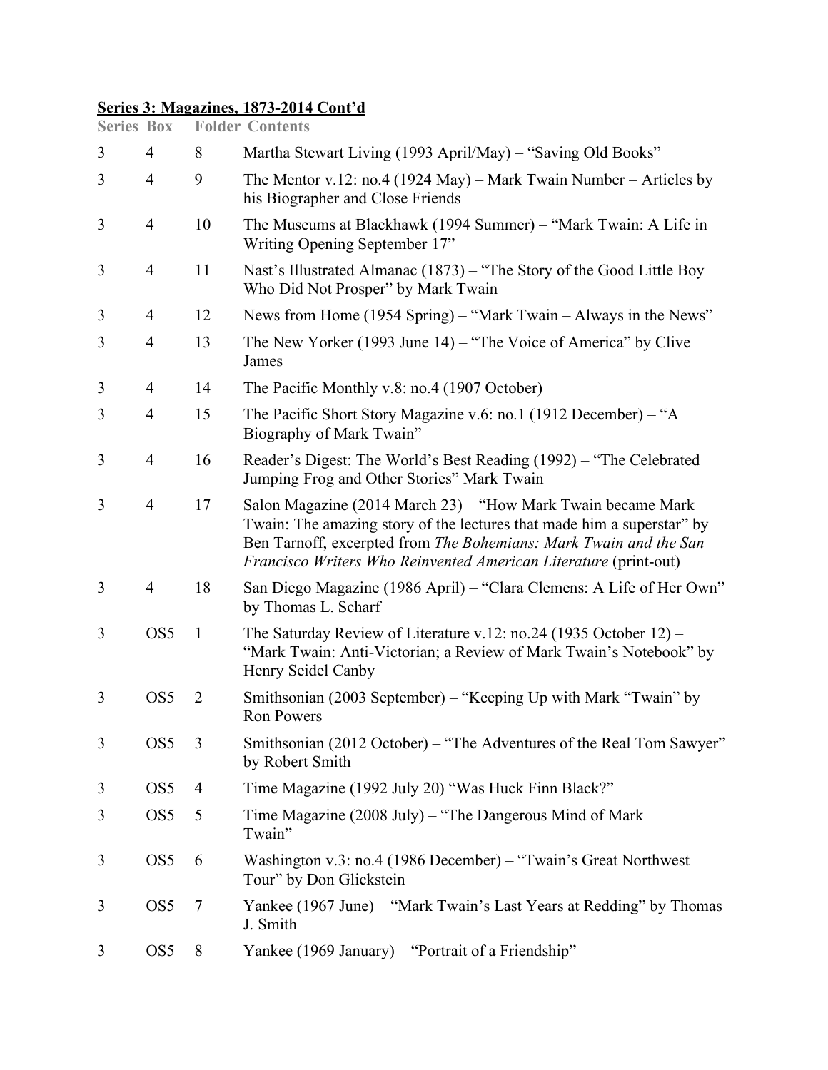**Series 3: Magazines, 1873-2014 Cont'd**

| Series | Box | Folder | Contents |
| --- | --- | --- | --- |
| 3 | 4 | 8 | Martha Stewart Living (1993 April/May) – "Saving Old Books" |
| 3 | 4 | 9 | The Mentor v.12: no.4 (1924 May) – Mark Twain Number – Articles by his Biographer and Close Friends |
| 3 | 4 | 10 | The Museums at Blackhawk (1994 Summer) – "Mark Twain: A Life in Writing Opening September 17" |
| 3 | 4 | 11 | Nast's Illustrated Almanac (1873) – "The Story of the Good Little Boy Who Did Not Prosper" by Mark Twain |
| 3 | 4 | 12 | News from Home (1954 Spring) – "Mark Twain – Always in the News" |
| 3 | 4 | 13 | The New Yorker (1993 June 14) – "The Voice of America" by Clive James |
| 3 | 4 | 14 | The Pacific Monthly v.8: no.4 (1907 October) |
| 3 | 4 | 15 | The Pacific Short Story Magazine v.6: no.1 (1912 December) – "A Biography of Mark Twain" |
| 3 | 4 | 16 | Reader's Digest: The World's Best Reading (1992) – "The Celebrated Jumping Frog and Other Stories" Mark Twain |
| 3 | 4 | 17 | Salon Magazine (2014 March 23) – "How Mark Twain became Mark Twain: The amazing story of the lectures that made him a superstar" by Ben Tarnoff, excerpted from *The Bohemians: Mark Twain and the San Francisco Writers Who Reinvented American Literature* (print-out) |
| 3 | 4 | 18 | San Diego Magazine (1986 April) – "Clara Clemens: A Life of Her Own" by Thomas L. Scharf |
| 3 | OS5 | 1 | The Saturday Review of Literature v.12: no.24 (1935 October 12) – "Mark Twain: Anti-Victorian; a Review of Mark Twain's Notebook" by Henry Seidel Canby |
| 3 | OS5 | 2 | Smithsonian (2003 September) – "Keeping Up with Mark "Twain" by Ron Powers |
| 3 | OS5 | 3 | Smithsonian (2012 October) – "The Adventures of the Real Tom Sawyer" by Robert Smith |
| 3 | OS5 | 4 | Time Magazine (1992 July 20) "Was Huck Finn Black?" |
| 3 | OS5 | 5 | Time Magazine (2008 July) – "The Dangerous Mind of Mark Twain" |
| 3 | OS5 | 6 | Washington v.3: no.4 (1986 December) – "Twain's Great Northwest Tour" by Don Glickstein |
| 3 | OS5 | 7 | Yankee (1967 June) – "Mark Twain's Last Years at Redding" by Thomas J. Smith |
| 3 | OS5 | 8 | Yankee (1969 January) – "Portrait of a Friendship" |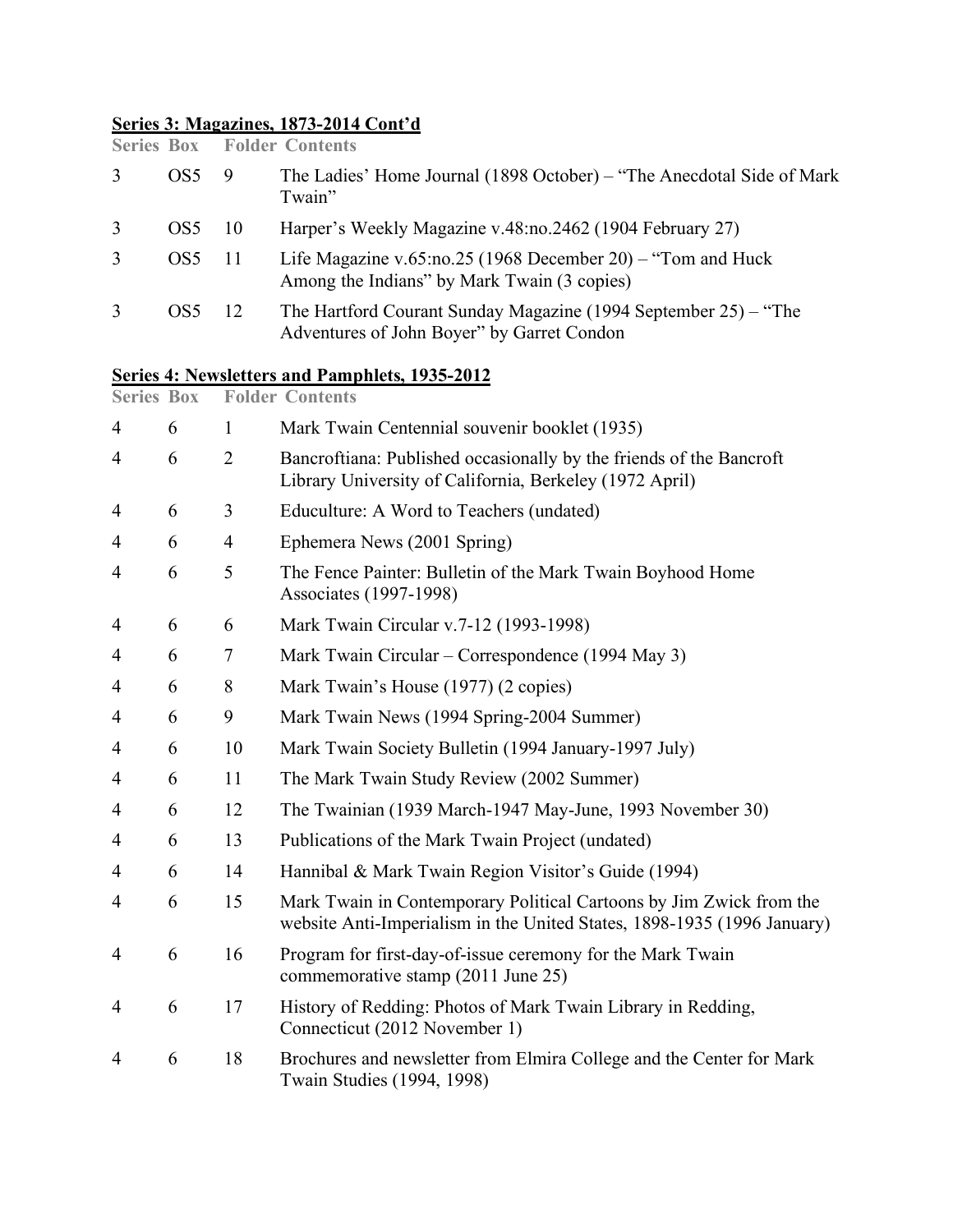## Series 3: Magazines, 1873-2014 Cont'd

| Series | Box | Folder | Contents |
| --- | --- | --- | --- |
| 3 | OS5 | 9 | The Ladies' Home Journal (1898 October) – "The Anecdotal Side of Mark Twain" |
| 3 | OS5 | 10 | Harper's Weekly Magazine v.48:no.2462 (1904 February 27) |
| 3 | OS5 | 11 | Life Magazine v.65:no.25 (1968 December 20) – "Tom and Huck Among the Indians" by Mark Twain (3 copies) |
| 3 | OS5 | 12 | The Hartford Courant Sunday Magazine (1994 September 25) – "The Adventures of John Boyer" by Garret Condon |

## Series 4: Newsletters and Pamphlets, 1935-2012

| Series | Box | Folder | Contents |
| --- | --- | --- | --- |
| 4 | 6 | 1 | Mark Twain Centennial souvenir booklet (1935) |
| 4 | 6 | 2 | Bancroftiana: Published occasionally by the friends of the Bancroft Library University of California, Berkeley (1972 April) |
| 4 | 6 | 3 | Educulture: A Word to Teachers (undated) |
| 4 | 6 | 4 | Ephemera News (2001 Spring) |
| 4 | 6 | 5 | The Fence Painter: Bulletin of the Mark Twain Boyhood Home Associates (1997-1998) |
| 4 | 6 | 6 | Mark Twain Circular v.7-12 (1993-1998) |
| 4 | 6 | 7 | Mark Twain Circular – Correspondence (1994 May 3) |
| 4 | 6 | 8 | Mark Twain's House (1977) (2 copies) |
| 4 | 6 | 9 | Mark Twain News (1994 Spring-2004 Summer) |
| 4 | 6 | 10 | Mark Twain Society Bulletin (1994 January-1997 July) |
| 4 | 6 | 11 | The Mark Twain Study Review (2002 Summer) |
| 4 | 6 | 12 | The Twainian (1939 March-1947 May-June, 1993 November 30) |
| 4 | 6 | 13 | Publications of the Mark Twain Project (undated) |
| 4 | 6 | 14 | Hannibal & Mark Twain Region Visitor's Guide (1994) |
| 4 | 6 | 15 | Mark Twain in Contemporary Political Cartoons by Jim Zwick from the website Anti-Imperialism in the United States, 1898-1935 (1996 January) |
| 4 | 6 | 16 | Program for first-day-of-issue ceremony for the Mark Twain commemorative stamp (2011 June 25) |
| 4 | 6 | 17 | History of Redding: Photos of Mark Twain Library in Redding, Connecticut (2012 November 1) |
| 4 | 6 | 18 | Brochures and newsletter from Elmira College and the Center for Mark Twain Studies (1994, 1998) |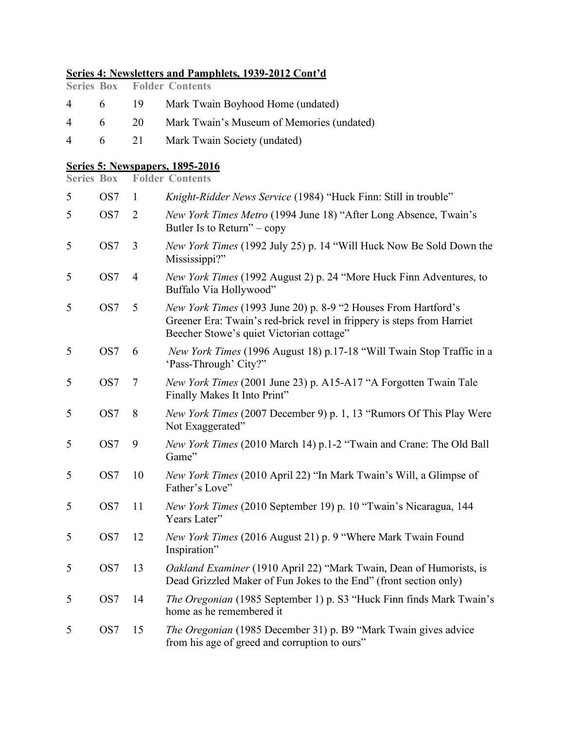**Series 4: Newsletters and Pamphlets, 1939-2012 Cont'd**

| Series | Box | Folder | Contents |
|---|---|---|---|
| 4 | 6 | 19 | Mark Twain Boyhood Home (undated) |
| 4 | 6 | 20 | Mark Twain's Museum of Memories (undated) |
| 4 | 6 | 21 | Mark Twain Society (undated) |

**Series 5: Newspapers, 1895-2016**

| Series | Box | Folder | Contents |
|---|---|---|---|
| 5 | OS7 | 1 | *Knight-Ridder News Service* (1984) "Huck Finn: Still in trouble" |
| 5 | OS7 | 2 | *New York Times Metro* (1994 June 18) "After Long Absence, Twain's Butler Is to Return" – copy |
| 5 | OS7 | 3 | *New York Times* (1992 July 25) p. 14 "Will Huck Now Be Sold Down the Mississippi?" |
| 5 | OS7 | 4 | *New York Times* (1992 August 2) p. 24 "More Huck Finn Adventures, to Buffalo Via Hollywood" |
| 5 | OS7 | 5 | *New York Times* (1993 June 20) p. 8-9 "2 Houses From Hartford's Greener Era: Twain's red-brick revel in frippery is steps from Harriet Beecher Stowe's quiet Victorian cottage" |
| 5 | OS7 | 6 | *New York Times* (1996 August 18) p.17-18 "Will Twain Stop Traffic in a 'Pass-Through' City?" |
| 5 | OS7 | 7 | *New York Times* (2001 June 23) p. A15-A17 "A Forgotten Twain Tale Finally Makes It Into Print" |
| 5 | OS7 | 8 | *New York Times* (2007 December 9) p. 1, 13 "Rumors Of This Play Were Not Exaggerated" |
| 5 | OS7 | 9 | *New York Times* (2010 March 14) p.1-2 "Twain and Crane: The Old Ball Game" |
| 5 | OS7 | 10 | *New York Times* (2010 April 22) "In Mark Twain's Will, a Glimpse of Father's Love" |
| 5 | OS7 | 11 | *New York Times* (2010 September 19) p. 10 "Twain's Nicaragua, 144 Years Later" |
| 5 | OS7 | 12 | *New York Times* (2016 August 21) p. 9 "Where Mark Twain Found Inspiration" |
| 5 | OS7 | 13 | *Oakland Examiner* (1910 April 22) "Mark Twain, Dean of Humorists, is Dead Grizzled Maker of Fun Jokes to the End" (front section only) |
| 5 | OS7 | 14 | *The Oregonian* (1985 September 1) p. S3 "Huck Finn finds Mark Twain's home as he remembered it |
| 5 | OS7 | 15 | *The Oregonian* (1985 December 31) p. B9 "Mark Twain gives advice from his age of greed and corruption to ours" |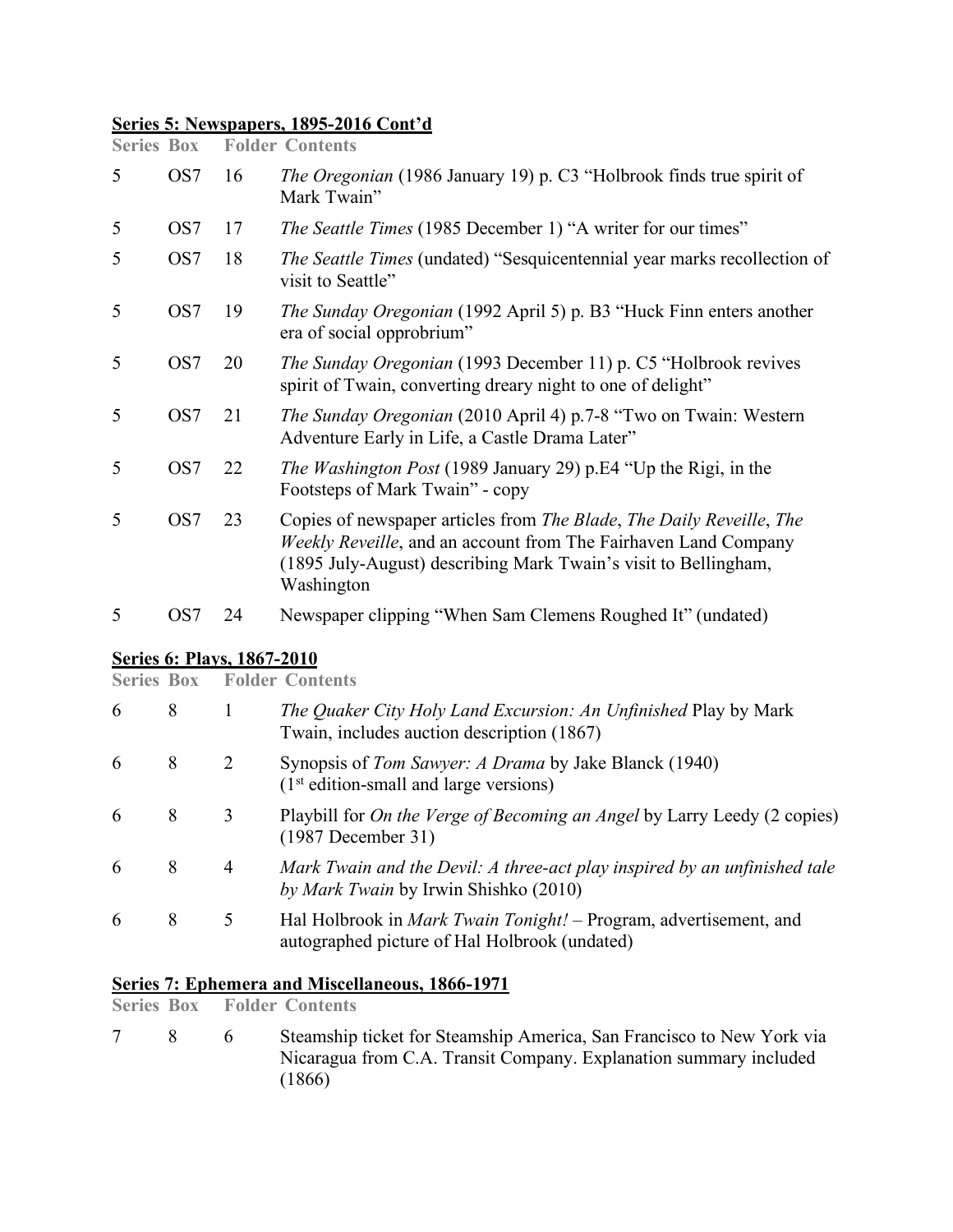## Series 5: Newspapers, 1895-2016 Cont'd

| Series | Box | Folder | Contents |
|---|---|---|---|
| 5 | OS7 | 16 | *The Oregonian* (1986 January 19) p. C3 "Holbrook finds true spirit of Mark Twain" |
| 5 | OS7 | 17 | *The Seattle Times* (1985 December 1) "A writer for our times" |
| 5 | OS7 | 18 | *The Seattle Times* (undated) "Sesquicentennial year marks recollection of visit to Seattle" |
| 5 | OS7 | 19 | *The Sunday Oregonian* (1992 April 5) p. B3 "Huck Finn enters another era of social opprobrium" |
| 5 | OS7 | 20 | *The Sunday Oregonian* (1993 December 11) p. C5 "Holbrook revives spirit of Twain, converting dreary night to one of delight" |
| 5 | OS7 | 21 | *The Sunday Oregonian* (2010 April 4) p.7-8 "Two on Twain: Western Adventure Early in Life, a Castle Drama Later" |
| 5 | OS7 | 22 | *The Washington Post* (1989 January 29) p.E4 "Up the Rigi, in the Footsteps of Mark Twain" - copy |
| 5 | OS7 | 23 | Copies of newspaper articles from *The Blade*, *The Daily Reveille*, *The Weekly Reveille*, and an account from The Fairhaven Land Company (1895 July-August) describing Mark Twain's visit to Bellingham, Washington |
| 5 | OS7 | 24 | Newspaper clipping "When Sam Clemens Roughed It" (undated) |

## Series 6: Plays, 1867-2010

| Series | Box | Folder | Contents |
|---|---|---|---|
| 6 | 8 | 1 | *The Quaker City Holy Land Excursion: An Unfinished* Play by Mark Twain, includes auction description (1867) |
| 6 | 8 | 2 | Synopsis of *Tom Sawyer: A Drama* by Jake Blanck (1940) (1st edition-small and large versions) |
| 6 | 8 | 3 | Playbill for *On the Verge of Becoming an Angel* by Larry Leedy (2 copies) (1987 December 31) |
| 6 | 8 | 4 | *Mark Twain and the Devil: A three-act play inspired by an unfinished tale by Mark Twain* by Irwin Shishko (2010) |
| 6 | 8 | 5 | Hal Holbrook in *Mark Twain Tonight!* – Program, advertisement, and autographed picture of Hal Holbrook (undated) |

## Series 7: Ephemera and Miscellaneous, 1866-1971

| Series | Box | Folder | Contents |
|---|---|---|---|
| 7 | 8 | 6 | Steamship ticket for Steamship America, San Francisco to New York via Nicaragua from C.A. Transit Company. Explanation summary included (1866) |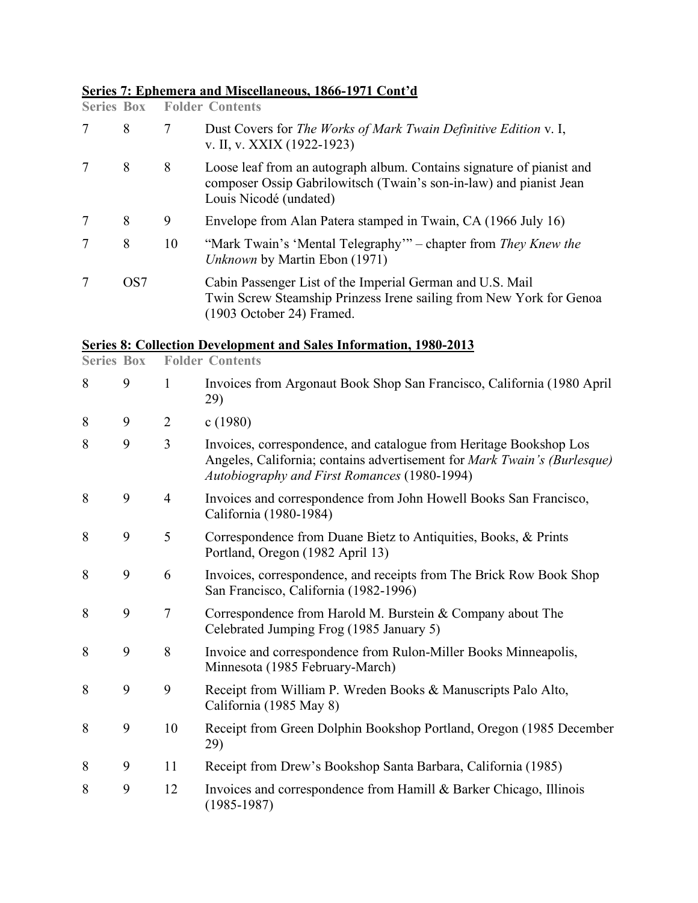## Series 7: Ephemera and Miscellaneous, 1866-1971 Cont'd

| Series | Box | Folder | Contents |
| --- | --- | --- | --- |
| 7 | 8 | 7 | Dust Covers for *The Works of Mark Twain Definitive Edition* v. I, v. II, v. XXIX (1922-1923) |
| 7 | 8 | 8 | Loose leaf from an autograph album. Contains signature of pianist and composer Ossip Gabrilowitsch (Twain's son-in-law) and pianist Jean Louis Nicodé (undated) |
| 7 | 8 | 9 | Envelope from Alan Patera stamped in Twain, CA (1966 July 16) |
| 7 | 8 | 10 | "Mark Twain's 'Mental Telegraphy'" – chapter from *They Knew the Unknown* by Martin Ebon (1971) |
| 7 | OS7 | | Cabin Passenger List of the Imperial German and U.S. Mail Twin Screw Steamship Prinzess Irene sailing from New York for Genoa (1903 October 24) Framed. |

## Series 8: Collection Development and Sales Information, 1980-2013

| Series | Box | Folder | Contents |
| --- | --- | --- | --- |
| 8 | 9 | 1 | Invoices from Argonaut Book Shop San Francisco, California (1980 April 29) |
| 8 | 9 | 2 | c (1980) |
| 8 | 9 | 3 | Invoices, correspondence, and catalogue from Heritage Bookshop Los Angeles, California; contains advertisement for *Mark Twain's (Burlesque) Autobiography and First Romances* (1980-1994) |
| 8 | 9 | 4 | Invoices and correspondence from John Howell Books San Francisco, California (1980-1984) |
| 8 | 9 | 5 | Correspondence from Duane Bietz to Antiquities, Books, & Prints Portland, Oregon (1982 April 13) |
| 8 | 9 | 6 | Invoices, correspondence, and receipts from The Brick Row Book Shop San Francisco, California (1982-1996) |
| 8 | 9 | 7 | Correspondence from Harold M. Burstein & Company about The Celebrated Jumping Frog (1985 January 5) |
| 8 | 9 | 8 | Invoice and correspondence from Rulon-Miller Books Minneapolis, Minnesota (1985 February-March) |
| 8 | 9 | 9 | Receipt from William P. Wreden Books & Manuscripts Palo Alto, California (1985 May 8) |
| 8 | 9 | 10 | Receipt from Green Dolphin Bookshop Portland, Oregon (1985 December 29) |
| 8 | 9 | 11 | Receipt from Drew's Bookshop Santa Barbara, California (1985) |
| 8 | 9 | 12 | Invoices and correspondence from Hamill & Barker Chicago, Illinois (1985-1987) |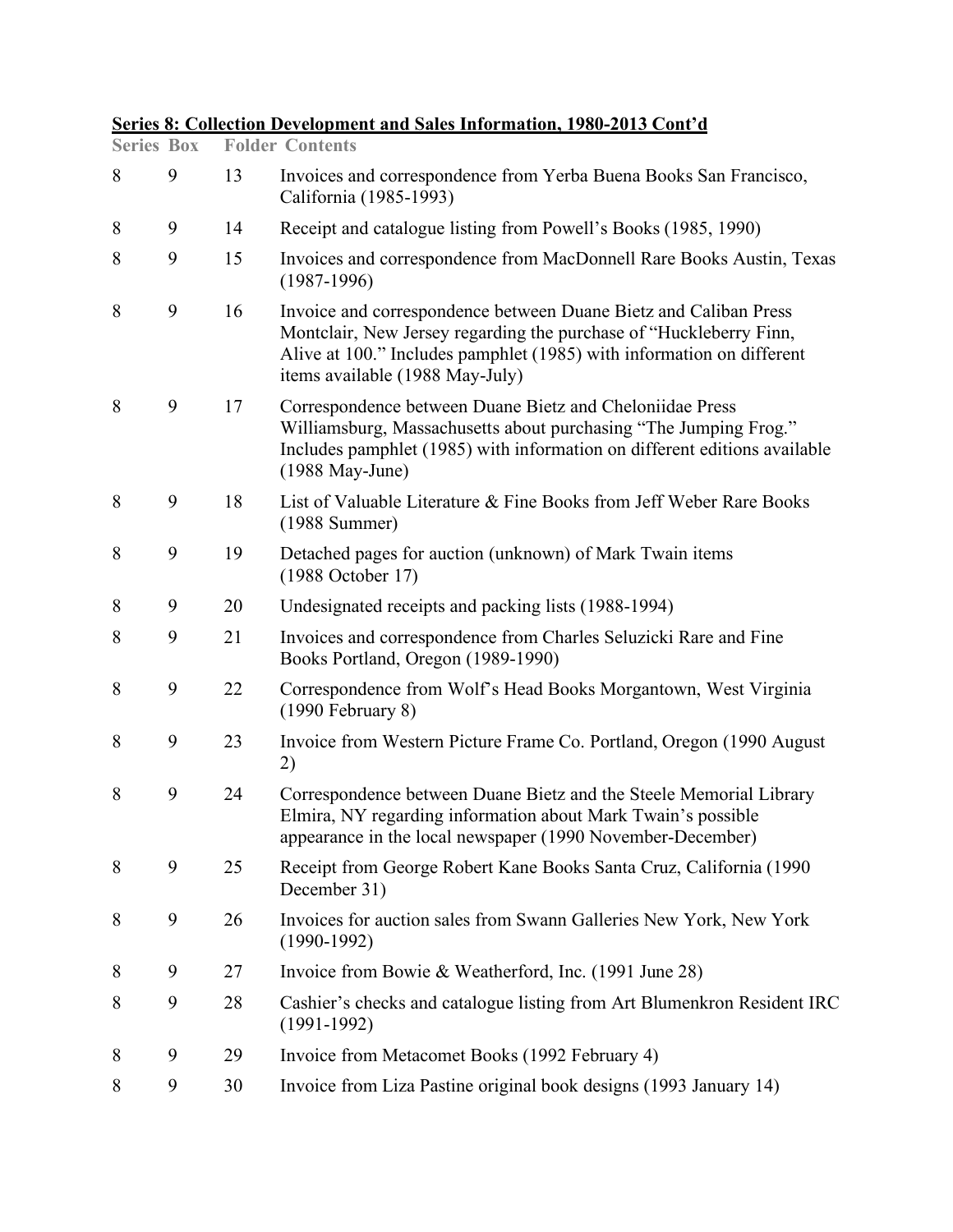**Series 8: Collection Development and Sales Information, 1980-2013 Cont'd**

| Series | Box | Folder | Contents |
|---|---|---|---|
| 8 | 9 | 13 | Invoices and correspondence from Yerba Buena Books San Francisco, California (1985-1993) |
| 8 | 9 | 14 | Receipt and catalogue listing from Powell's Books (1985, 1990) |
| 8 | 9 | 15 | Invoices and correspondence from MacDonnell Rare Books Austin, Texas (1987-1996) |
| 8 | 9 | 16 | Invoice and correspondence between Duane Bietz and Caliban Press Montclair, New Jersey regarding the purchase of "Huckleberry Finn, Alive at 100." Includes pamphlet (1985) with information on different items available (1988 May-July) |
| 8 | 9 | 17 | Correspondence between Duane Bietz and Cheloniidae Press Williamsburg, Massachusetts about purchasing "The Jumping Frog." Includes pamphlet (1985) with information on different editions available (1988 May-June) |
| 8 | 9 | 18 | List of Valuable Literature & Fine Books from Jeff Weber Rare Books (1988 Summer) |
| 8 | 9 | 19 | Detached pages for auction (unknown) of Mark Twain items (1988 October 17) |
| 8 | 9 | 20 | Undesignated receipts and packing lists (1988-1994) |
| 8 | 9 | 21 | Invoices and correspondence from Charles Seluzicki Rare and Fine Books Portland, Oregon (1989-1990) |
| 8 | 9 | 22 | Correspondence from Wolf's Head Books Morgantown, West Virginia (1990 February 8) |
| 8 | 9 | 23 | Invoice from Western Picture Frame Co. Portland, Oregon (1990 August 2) |
| 8 | 9 | 24 | Correspondence between Duane Bietz and the Steele Memorial Library Elmira, NY regarding information about Mark Twain's possible appearance in the local newspaper (1990 November-December) |
| 8 | 9 | 25 | Receipt from George Robert Kane Books Santa Cruz, California (1990 December 31) |
| 8 | 9 | 26 | Invoices for auction sales from Swann Galleries New York, New York (1990-1992) |
| 8 | 9 | 27 | Invoice from Bowie & Weatherford, Inc. (1991 June 28) |
| 8 | 9 | 28 | Cashier's checks and catalogue listing from Art Blumenkron Resident IRC (1991-1992) |
| 8 | 9 | 29 | Invoice from Metacomet Books (1992 February 4) |
| 8 | 9 | 30 | Invoice from Liza Pastine original book designs (1993 January 14) |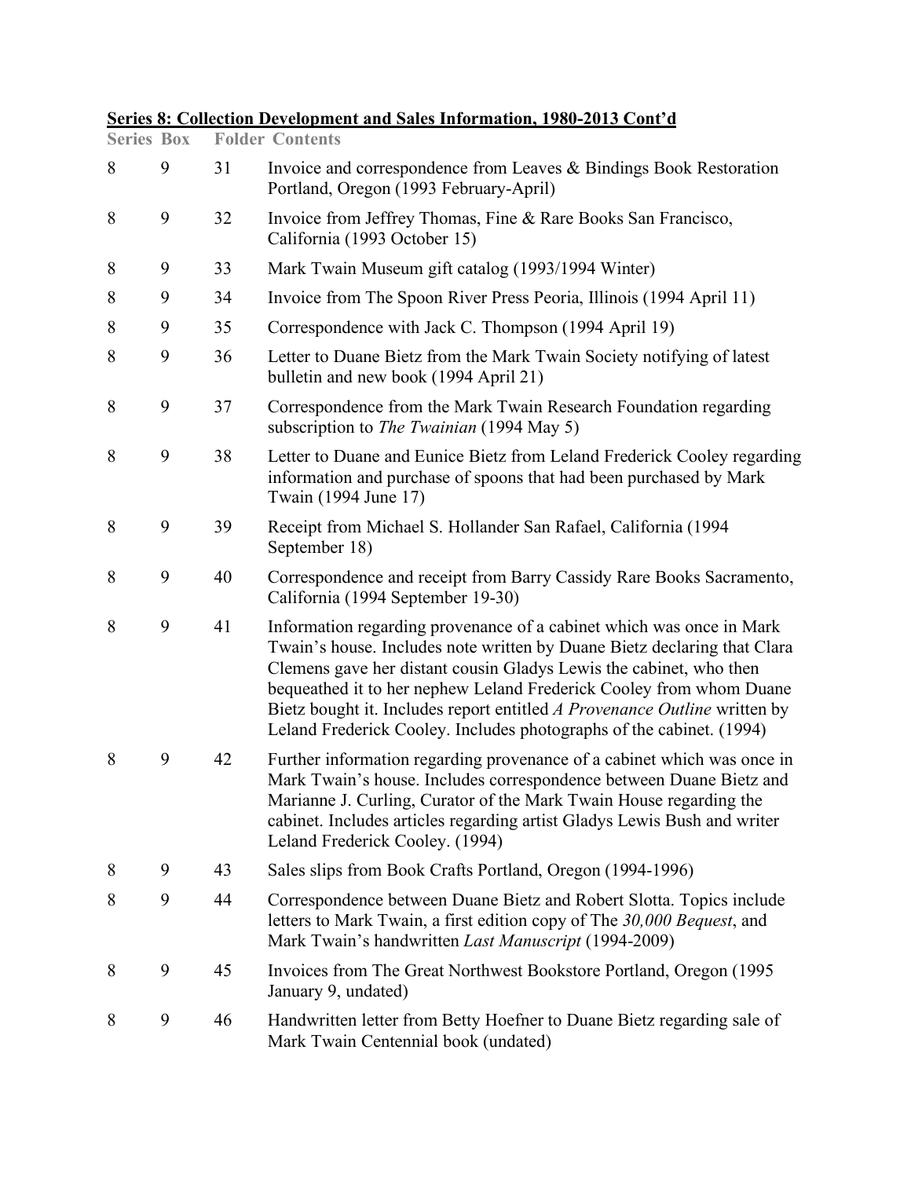**Series 8: Collection Development and Sales Information, 1980-2013 Cont'd**

| Series | Box | Folder | Contents |
|---|---|---|---|
| 8 | 9 | 31 | Invoice and correspondence from Leaves & Bindings Book Restoration Portland, Oregon (1993 February-April) |
| 8 | 9 | 32 | Invoice from Jeffrey Thomas, Fine & Rare Books San Francisco, California (1993 October 15) |
| 8 | 9 | 33 | Mark Twain Museum gift catalog (1993/1994 Winter) |
| 8 | 9 | 34 | Invoice from The Spoon River Press Peoria, Illinois (1994 April 11) |
| 8 | 9 | 35 | Correspondence with Jack C. Thompson (1994 April 19) |
| 8 | 9 | 36 | Letter to Duane Bietz from the Mark Twain Society notifying of latest bulletin and new book (1994 April 21) |
| 8 | 9 | 37 | Correspondence from the Mark Twain Research Foundation regarding subscription to *The Twainian* (1994 May 5) |
| 8 | 9 | 38 | Letter to Duane and Eunice Bietz from Leland Frederick Cooley regarding information and purchase of spoons that had been purchased by Mark Twain (1994 June 17) |
| 8 | 9 | 39 | Receipt from Michael S. Hollander San Rafael, California (1994 September 18) |
| 8 | 9 | 40 | Correspondence and receipt from Barry Cassidy Rare Books Sacramento, California (1994 September 19-30) |
| 8 | 9 | 41 | Information regarding provenance of a cabinet which was once in Mark Twain's house. Includes note written by Duane Bietz declaring that Clara Clemens gave her distant cousin Gladys Lewis the cabinet, who then bequeathed it to her nephew Leland Frederick Cooley from whom Duane Bietz bought it. Includes report entitled *A Provenance Outline* written by Leland Frederick Cooley. Includes photographs of the cabinet. (1994) |
| 8 | 9 | 42 | Further information regarding provenance of a cabinet which was once in Mark Twain's house. Includes correspondence between Duane Bietz and Marianne J. Curling, Curator of the Mark Twain House regarding the cabinet. Includes articles regarding artist Gladys Lewis Bush and writer Leland Frederick Cooley. (1994) |
| 8 | 9 | 43 | Sales slips from Book Crafts Portland, Oregon (1994-1996) |
| 8 | 9 | 44 | Correspondence between Duane Bietz and Robert Slotta. Topics include letters to Mark Twain, a first edition copy of The *30,000 Bequest*, and Mark Twain's handwritten *Last Manuscript* (1994-2009) |
| 8 | 9 | 45 | Invoices from The Great Northwest Bookstore Portland, Oregon (1995 January 9, undated) |
| 8 | 9 | 46 | Handwritten letter from Betty Hoefner to Duane Bietz regarding sale of Mark Twain Centennial book (undated) |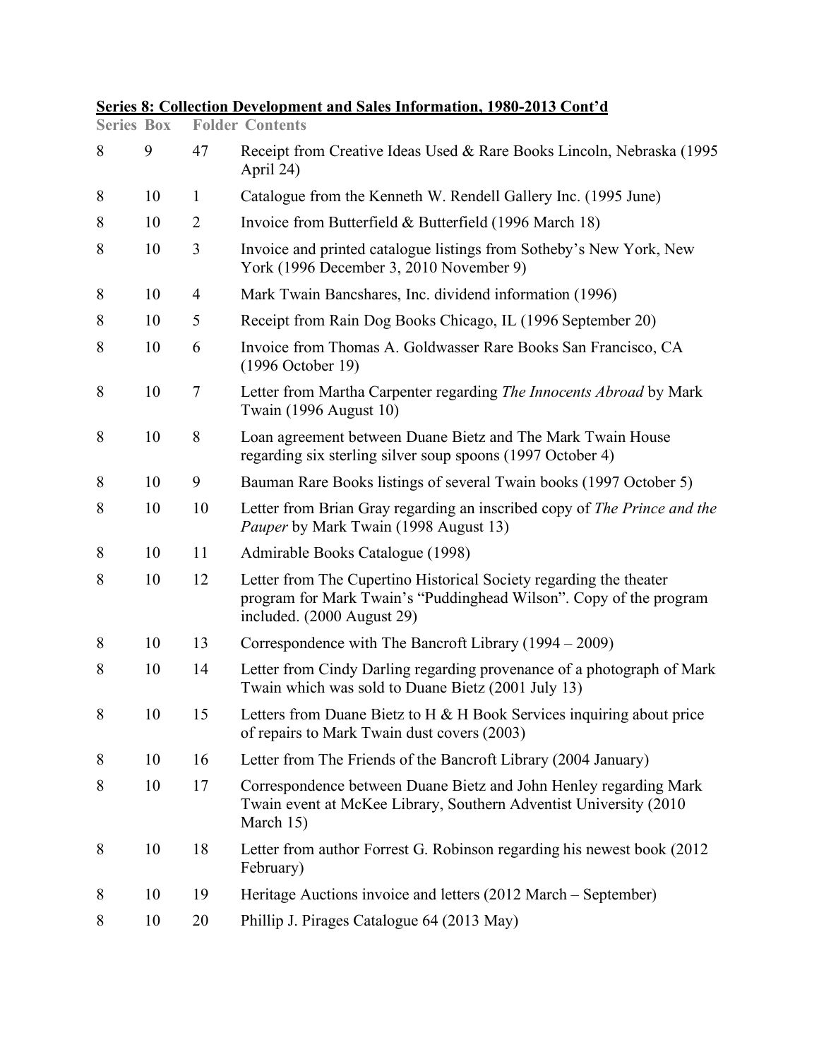**Series 8: Collection Development and Sales Information, 1980-2013 Cont'd**

| Series | Box | Folder | Contents |
|---|---|---|---|
| 8 | 9 | 47 | Receipt from Creative Ideas Used & Rare Books Lincoln, Nebraska (1995 April 24) |
| 8 | 10 | 1 | Catalogue from the Kenneth W. Rendell Gallery Inc. (1995 June) |
| 8 | 10 | 2 | Invoice from Butterfield & Butterfield (1996 March 18) |
| 8 | 10 | 3 | Invoice and printed catalogue listings from Sotheby's New York, New York (1996 December 3, 2010 November 9) |
| 8 | 10 | 4 | Mark Twain Bancshares, Inc. dividend information (1996) |
| 8 | 10 | 5 | Receipt from Rain Dog Books Chicago, IL (1996 September 20) |
| 8 | 10 | 6 | Invoice from Thomas A. Goldwasser Rare Books San Francisco, CA (1996 October 19) |
| 8 | 10 | 7 | Letter from Martha Carpenter regarding *The Innocents Abroad* by Mark Twain (1996 August 10) |
| 8 | 10 | 8 | Loan agreement between Duane Bietz and The Mark Twain House regarding six sterling silver soup spoons (1997 October 4) |
| 8 | 10 | 9 | Bauman Rare Books listings of several Twain books (1997 October 5) |
| 8 | 10 | 10 | Letter from Brian Gray regarding an inscribed copy of *The Prince and the Pauper* by Mark Twain (1998 August 13) |
| 8 | 10 | 11 | Admirable Books Catalogue (1998) |
| 8 | 10 | 12 | Letter from The Cupertino Historical Society regarding the theater program for Mark Twain's "Puddinghead Wilson". Copy of the program included. (2000 August 29) |
| 8 | 10 | 13 | Correspondence with The Bancroft Library (1994 – 2009) |
| 8 | 10 | 14 | Letter from Cindy Darling regarding provenance of a photograph of Mark Twain which was sold to Duane Bietz (2001 July 13) |
| 8 | 10 | 15 | Letters from Duane Bietz to H & H Book Services inquiring about price of repairs to Mark Twain dust covers (2003) |
| 8 | 10 | 16 | Letter from The Friends of the Bancroft Library (2004 January) |
| 8 | 10 | 17 | Correspondence between Duane Bietz and John Henley regarding Mark Twain event at McKee Library, Southern Adventist University (2010 March 15) |
| 8 | 10 | 18 | Letter from author Forrest G. Robinson regarding his newest book (2012 February) |
| 8 | 10 | 19 | Heritage Auctions invoice and letters (2012 March – September) |
| 8 | 10 | 20 | Phillip J. Pirages Catalogue 64 (2013 May) |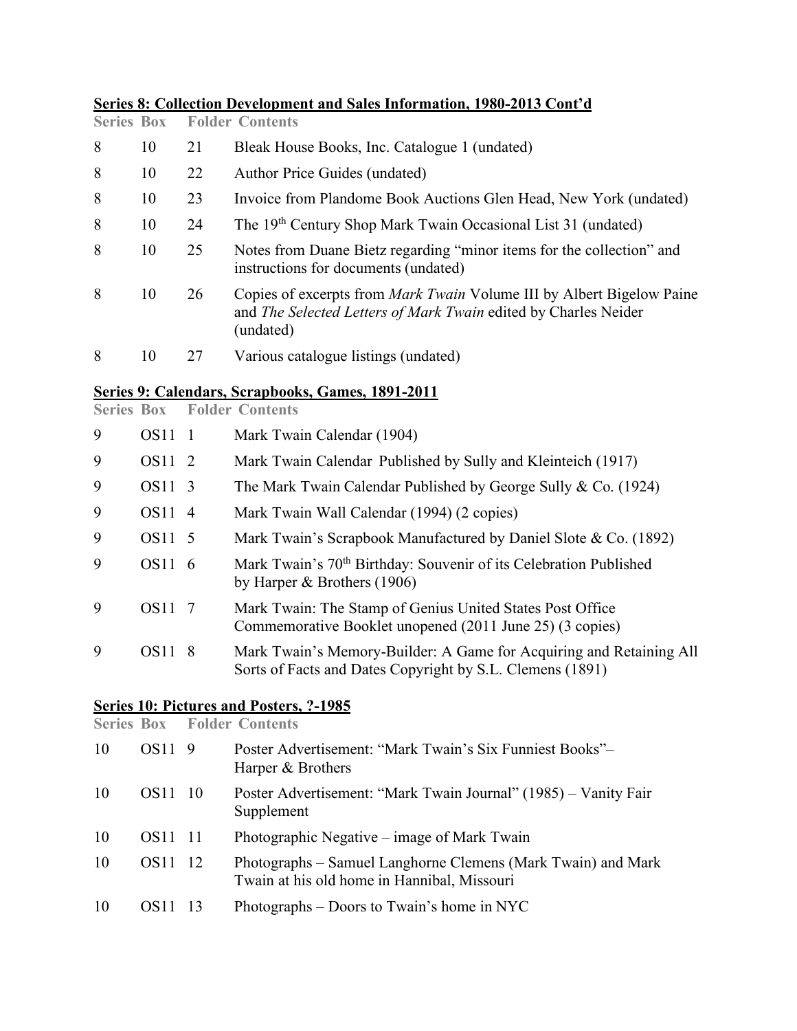**Series 8: Collection Development and Sales Information, 1980-2013 Cont'd**

| Series | Box | Folder | Contents |
|---|---|---|---|
| 8 | 10 | 21 | Bleak House Books, Inc. Catalogue 1 (undated) |
| 8 | 10 | 22 | Author Price Guides (undated) |
| 8 | 10 | 23 | Invoice from Plandome Book Auctions Glen Head, New York (undated) |
| 8 | 10 | 24 | The 19th Century Shop Mark Twain Occasional List 31 (undated) |
| 8 | 10 | 25 | Notes from Duane Bietz regarding "minor items for the collection" and instructions for documents (undated) |
| 8 | 10 | 26 | Copies of excerpts from *Mark Twain* Volume III by Albert Bigelow Paine and *The Selected Letters of Mark Twain* edited by Charles Neider (undated) |
| 8 | 10 | 27 | Various catalogue listings (undated) |

**Series 9: Calendars, Scrapbooks, Games, 1891-2011**

| Series | Box | Folder | Contents |
|---|---|---|---|
| 9 | OS11 | 1 | Mark Twain Calendar (1904) |
| 9 | OS11 | 2 | Mark Twain Calendar Published by Sully and Kleinteich (1917) |
| 9 | OS11 | 3 | The Mark Twain Calendar Published by George Sully & Co. (1924) |
| 9 | OS11 | 4 | Mark Twain Wall Calendar (1994) (2 copies) |
| 9 | OS11 | 5 | Mark Twain's Scrapbook Manufactured by Daniel Slote & Co. (1892) |
| 9 | OS11 | 6 | Mark Twain's 70th Birthday: Souvenir of its Celebration Published by Harper & Brothers (1906) |
| 9 | OS11 | 7 | Mark Twain: The Stamp of Genius United States Post Office Commemorative Booklet unopened (2011 June 25) (3 copies) |
| 9 | OS11 | 8 | Mark Twain's Memory-Builder: A Game for Acquiring and Retaining All Sorts of Facts and Dates Copyright by S.L. Clemens (1891) |

**Series 10: Pictures and Posters, ?-1985**

| Series | Box | Folder | Contents |
|---|---|---|---|
| 10 | OS11 | 9 | Poster Advertisement: "Mark Twain's Six Funniest Books"– Harper & Brothers |
| 10 | OS11 | 10 | Poster Advertisement: "Mark Twain Journal" (1985) – Vanity Fair Supplement |
| 10 | OS11 | 11 | Photographic Negative – image of Mark Twain |
| 10 | OS11 | 12 | Photographs – Samuel Langhorne Clemens (Mark Twain) and Mark Twain at his old home in Hannibal, Missouri |
| 10 | OS11 | 13 | Photographs – Doors to Twain's home in NYC |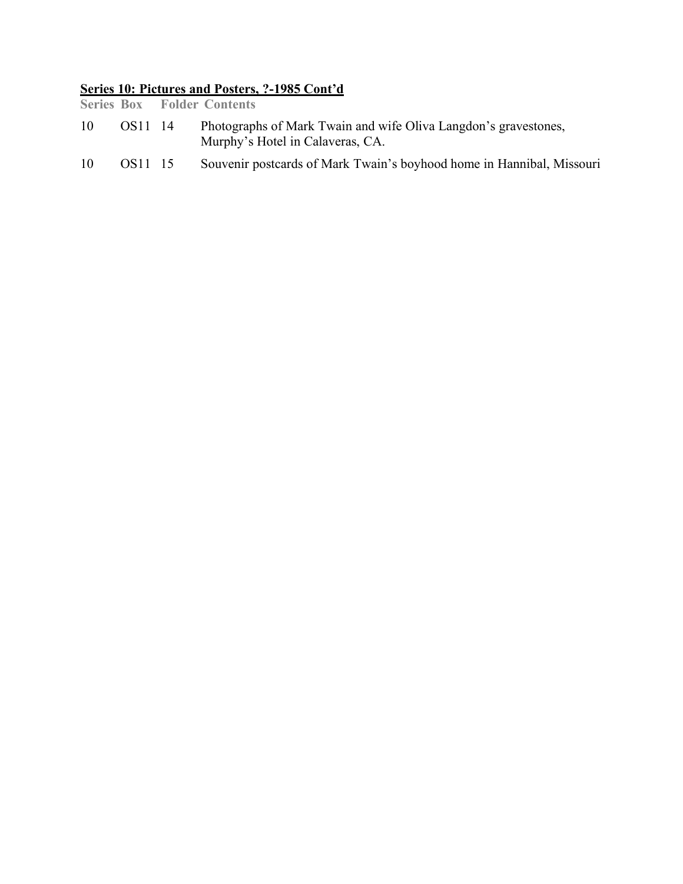## Series 10: Pictures and Posters, ?-1985 Cont'd

| Series | Box | Folder | Contents |
|---|---|---|---|
| 10 | OS11 | 14 | Photographs of Mark Twain and wife Oliva Langdon's gravestones, Murphy's Hotel in Calaveras, CA. |
| 10 | OS11 | 15 | Souvenir postcards of Mark Twain's boyhood home in Hannibal, Missouri |